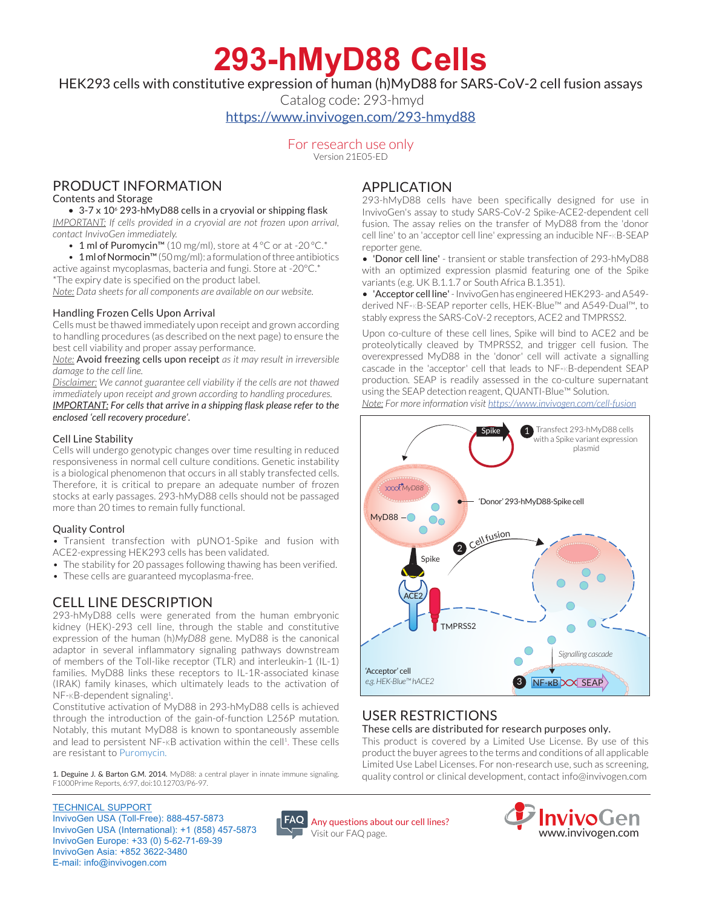// 293-hMyD88 Cells

HEK293 cells with constitutive expression of human (h)MyD88 for SARS-CoV-2 cell fusion assays

Catalog code: 293-hmyd

https://www.invivogen.com/293-hmyd88

For research use only

Version 21E05-ED

## PRODUCT INFORMATION

### Contents and Storage

- 3-7 x $10^6$ 293-hMyD88 cells in a cryovial or shipping flask

*IMPORTANT: If cells provided in a cryovial are not frozen upon arrival, contact InvivoGen immediately.*

- 1 ml of Puromycin™ (10 mg/ml), store at 4 °C or at -20 °C.*
- 1 ml of Normocin™ (50 mg/ml): a formulation of three antibiotics active against mycoplasmas, bacteria and fungi. Store at -20°C.*

*The expiry date is specified on the product label.

*Note: Data sheets for all components are available on our website.*

### Handling Frozen Cells Upon Arrival

Cells must be thawed immediately upon receipt and grown according to handling procedures (as described on the next page) to ensure the best cell viability and proper assay performance.

*Note:* Avoid freezing cells upon receipt *as it may result in irreversible damage to the cell line.*

*Disclaimer: We cannot guarantee cell viability if the cells are not thawed immediately upon receipt and grown according to handling procedures.*

***IMPORTANT:** For cells that arrive in a shipping flask please refer to the enclosed 'cell recovery procedure'.*

### Cell Line Stability

Cells will undergo genotypic changes over time resulting in reduced responsiveness in normal cell culture conditions. Genetic instability is a biological phenomenon that occurs in all stably transfected cells. Therefore, it is critical to prepare an adequate number of frozen stocks at early passages. 293-hMyD88 cells should not be passaged more than 20 times to remain fully functional.

### Quality Control

- Transient transfection with pUNO1-Spike and fusion with ACE2-expressing HEK293 cells has been validated.
- The stability for 20 passages following thawing has been verified.
- These cells are guaranteed mycoplasma-free.

## CELL LINE DESCRIPTION

293-hMyD88 cells were generated from the human embryonic kidney (HEK)-293 cell line, through the stable and constitutive expression of the human (h)*MyD88* gene. MyD88 is the canonical adaptor in several inflammatory signaling pathways downstream of members of the Toll-like receptor (TLR) and interleukin-1 (IL-1) families. MyD88 links these receptors to IL-1R-associated kinase (IRAK) family kinases, which ultimately leads to the activation of NF-κB-dependent signaling[1].

Constitutive activation of MyD88 in 293-hMyD88 cells is achieved through the introduction of the gain-of-function L256P mutation. Notably, this mutant MyD88 is known to spontaneously assemble and lead to persistent NF-κB activation within the cell[1]. These cells are resistant to Puromycin.

1. Deguine J. & Barton G.M. 2014. MyD88: a central player in innate immune signaling. F1000Prime Reports, 6:97, doi:10.12703/P6-97.

## APPLICATION

293-hMyD88 cells have been specifically designed for use in InvivoGen's assay to study SARS-CoV-2 Spike-ACE2-dependent cell fusion. The assay relies on the transfer of MyD88 from the 'donor cell line' to an 'acceptor cell line' expressing an inducible NF-κB-SEAP reporter gene.

- **'Donor cell line'** - transient or stable transfection of 293-hMyD88 with an optimized expression plasmid featuring one of the Spike variants (e.g. UK B.1.1.7 or South Africa B.1.351).
- **'Acceptor cell line'** - InvivoGen has engineered HEK293- and A549-derived NF-κB-SEAP reporter cells, HEK-Blue™ and A549-Dual™, to stably express the SARS-CoV-2 receptors, ACE2 and TMPRSS2.

Upon co-culture of these cell lines, Spike will bind to ACE2 and be proteolytically cleaved by TMPRSS2, and trigger cell fusion. The overexpressed MyD88 in the 'donor' cell will activate a signalling cascade in the 'acceptor' cell that leads to NF-κB-dependent SEAP production. SEAP is readily assessed in the co-culture supernatant using the SEAP detection reagent, QUANTI-Blue™ Solution.

*Note: For more information visit https://www.invivogen.com/cell-fusion*

## USER RESTRICTIONS

**These cells are distributed for research purposes only.**

This product is covered by a Limited Use License. By use of this product the buyer agrees to the terms and conditions of all applicable Limited Use Label Licenses. For non-research use, such as screening, quality control or clinical development, contact info@invivogen.com

TECHNICAL SUPPORT
InvivoGen USA (Toll-Free): 888-457-5873
InvivoGen USA (International): +1 (858) 457-5873
InvivoGen Europe: +33 (0) 5-62-71-69-39
InvivoGen Asia: +852 3622-3480
E-mail: info@invivogen.com

Any questions about our cell lines? Visit our FAQ page.

InvivoGen www.invivogen.com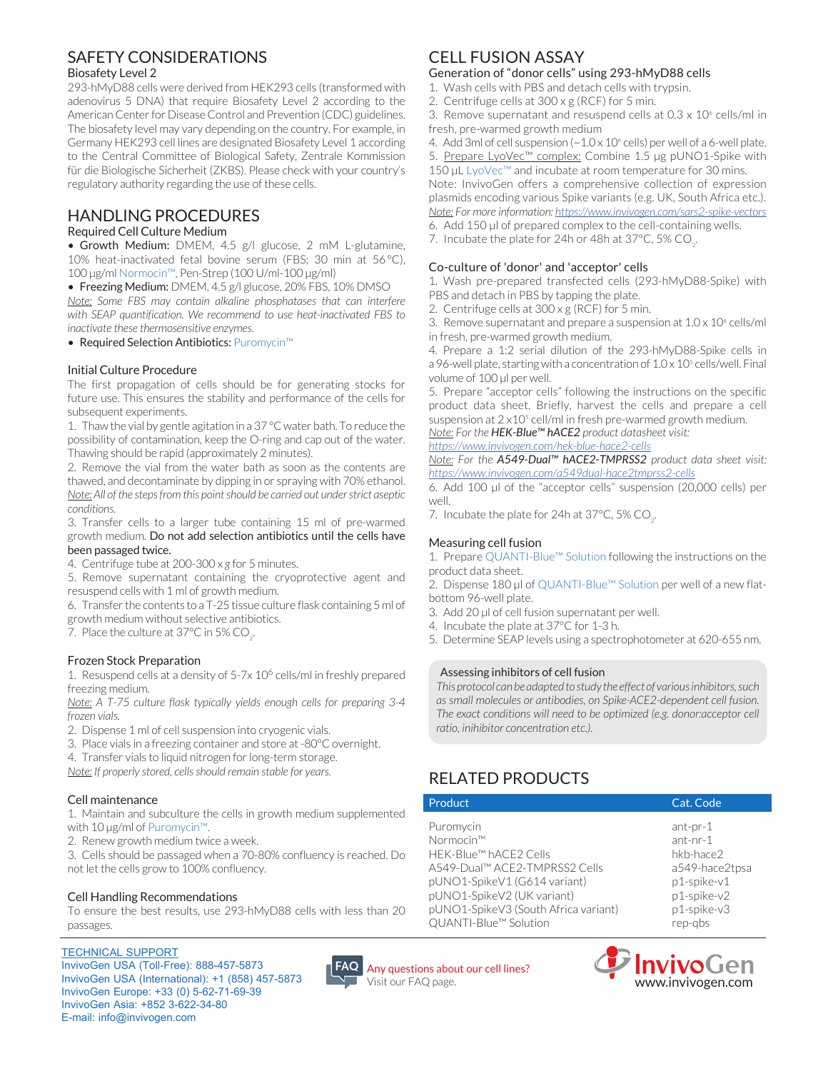## SAFETY CONSIDERATIONS

### Biosafety Level 2

293-hMyD88 cells were derived from HEK293 cells (transformed with adenovirus 5 DNA) that require Biosafety Level 2 according to the American Center for Disease Control and Prevention (CDC) guidelines. The biosafety level may vary depending on the country. For example, in Germany HEK293 cell lines are designated Biosafety Level 1 according to the Central Committee of Biological Safety, Zentrale Kommission für die Biologische Sicherheit (ZKBS). Please check with your country's regulatory authority regarding the use of these cells.

## HANDLING PROCEDURES

### Required Cell Culture Medium

- **Growth Medium:** DMEM, 4.5 g/l glucose, 2 mM L-glutamine, 10% heat-inactivated fetal bovine serum (FBS; 30 min at 56 °C), 100 µg/ml Normocin™, Pen-Strep (100 U/ml-100 µg/ml)
- **Freezing Medium:** DMEM, 4.5 g/l glucose, 20% FBS, 10% DMSO

*Note: Some FBS may contain alkaline phosphatases that can interfere with SEAP quantification. We recommend to use heat-inactivated FBS to inactivate these thermosensitive enzymes.*

- Required Selection Antibiotics: Puromycin™

### Initial Culture Procedure

The first propagation of cells should be for generating stocks for future use. This ensures the stability and performance of the cells for subsequent experiments.

1. Thaw the vial by gentle agitation in a 37 °C water bath. To reduce the possibility of contamination, keep the O-ring and cap out of the water. Thawing should be rapid (approximately 2 minutes).
2. Remove the vial from the water bath as soon as the contents are thawed, and decontaminate by dipping in or spraying with 70% ethanol. *Note: All of the steps from this point should be carried out under strict aseptic conditions.*
3. Transfer cells to a larger tube containing 15 ml of pre-warmed growth medium. Do not add selection antibiotics until the cells have been passaged twice.
4. Centrifuge tube at 200-300 x *g* for 5 minutes.
5. Remove supernatant containing the cryoprotective agent and resuspend cells with 1 ml of growth medium.
6. Transfer the contents to a T-25 tissue culture flask containing 5 ml of growth medium without selective antibiotics.
7. Place the culture at 37°C in 5% $CO_2$.

### Frozen Stock Preparation

1. Resuspend cells at a density of 5-7x $10^6$ cells/ml in freshly prepared freezing medium.
*Note: A T-75 culture flask typically yields enough cells for preparing 3-4 frozen vials.*
2. Dispense 1 ml of cell suspension into cryogenic vials.
3. Place vials in a freezing container and store at -80°C overnight.
4. Transfer vials to liquid nitrogen for long-term storage.

*Note: If properly stored, cells should remain stable for years.*

### Cell maintenance

1. Maintain and subculture the cells in growth medium supplemented with 10 µg/ml of Puromycin™.
2. Renew growth medium twice a week.
3. Cells should be passaged when a 70-80% confluency is reached. Do not let the cells grow to 100% confluency.

### Cell Handling Recommendations

To ensure the best results, use 293-hMyD88 cells with less than 20 passages.

## CELL FUSION ASSAY

### Generation of "donor cells" using 293-hMyD88 cells

1. Wash cells with PBS and detach cells with trypsin.
2. Centrifuge cells at 300 x g (RCF) for 5 min.
3. Remove supernatant and resuspend cells at 0.3 x $10^6$ cells/ml in fresh, pre-warmed growth medium
4. Add 3ml of cell suspension (~1.0 x $10^6$ cells) per well of a 6-well plate.
5. Prepare LyoVec™ complex: Combine 1.5 µg pUNO1-Spike with 150 µL LyoVec™ and incubate at room temperature for 30 mins.
Note: InvivoGen offers a comprehensive collection of expression plasmids encoding various Spike variants (e.g. UK, South Africa etc.).
*Note: For more information: https://www.invivogen.com/sars2-spike-vectors*
6. Add 150 µl of prepared complex to the cell-containing wells.
7. Incubate the plate for 24h or 48h at 37°C, 5% $CO_2$.

### Co-culture of 'donor' and 'acceptor' cells

1. Wash pre-prepared transfected cells (293-hMyD88-Spike) with PBS and detach in PBS by tapping the plate.
2. Centrifuge cells at 300 x g (RCF) for 5 min.
3. Remove supernatant and prepare a suspension at 1.0 x $10^6$ cells/ml in fresh, pre-warmed growth medium.
4. Prepare a 1:2 serial dilution of the 293-hMyD88-Spike cells in a 96-well plate, starting with a concentration of 1.0 x $10^5$ cells/well. Final volume of 100 µl per well.
5. Prepare "acceptor cells" following the instructions on the specific product data sheet. Briefly, harvest the cells and prepare a cell suspension at 2 x$10^5$ cell/ml in fresh pre-warmed growth medium.
*Note: For the **HEK-Blue™ hACE2** product datasheet visit: https://www.invivogen.com/hek-blue-hace2-cells*
*Note: For the **A549-Dual™ hACE2-TMPRSS2** product data sheet visit: https://www.invivogen.com/a549dual-hace2tmprss2-cells*
6. Add 100 µl of the "acceptor cells" suspension (20,000 cells) per well.
7. Incubate the plate for 24h at 37°C, 5% $CO_2$.

### Measuring cell fusion

1. Prepare QUANTI-Blue™ Solution following the instructions on the product data sheet.
2. Dispense 180 µl of QUANTI-Blue™ Solution per well of a new flat-bottom 96-well plate.
3. Add 20 µl of cell fusion supernatant per well.
4. Incubate the plate at 37°C for 1-3 h.
5. Determine SEAP levels using a spectrophotometer at 620-655 nm.

### Assessing inhibitors of cell fusion

*This protocol can be adapted to study the effect of various inhibitors, such as small molecules or antibodies, on Spike-ACE2-dependent cell fusion. The exact conditions will need to be optimized (e.g. donor:acceptor cell ratio, inihibitor concentration etc.).*

## RELATED PRODUCTS

| Product | Cat. Code |
|---|---|
| Puromycin | ant-pr-1 |
| Normocin™ | ant-nr-1 |
| HEK-Blue™ hACE2 Cells | hkb-hace2 |
| A549-Dual™ ACE2-TMPRSS2 Cells | a549-hace2tpsa |
| pUNO1-SpikeV1 (G614 variant) | p1-spike-v1 |
| pUNO1-SpikeV2 (UK variant) | p1-spike-v2 |
| pUNO1-SpikeV3 (South Africa variant) | p1-spike-v3 |
| QUANTI-Blue™ Solution | rep-qbs |

TECHNICAL SUPPORT
InvivoGen USA (Toll-Free): 888-457-5873
InvivoGen USA (International): +1 (858) 457-5873
InvivoGen Europe: +33 (0) 5-62-71-69-39
InvivoGen Asia: +852 3-622-34-80
E-mail: info@invivogen.com

FAQ Any questions about our cell lines? Visit our FAQ page.

InvivoGen www.invivogen.com